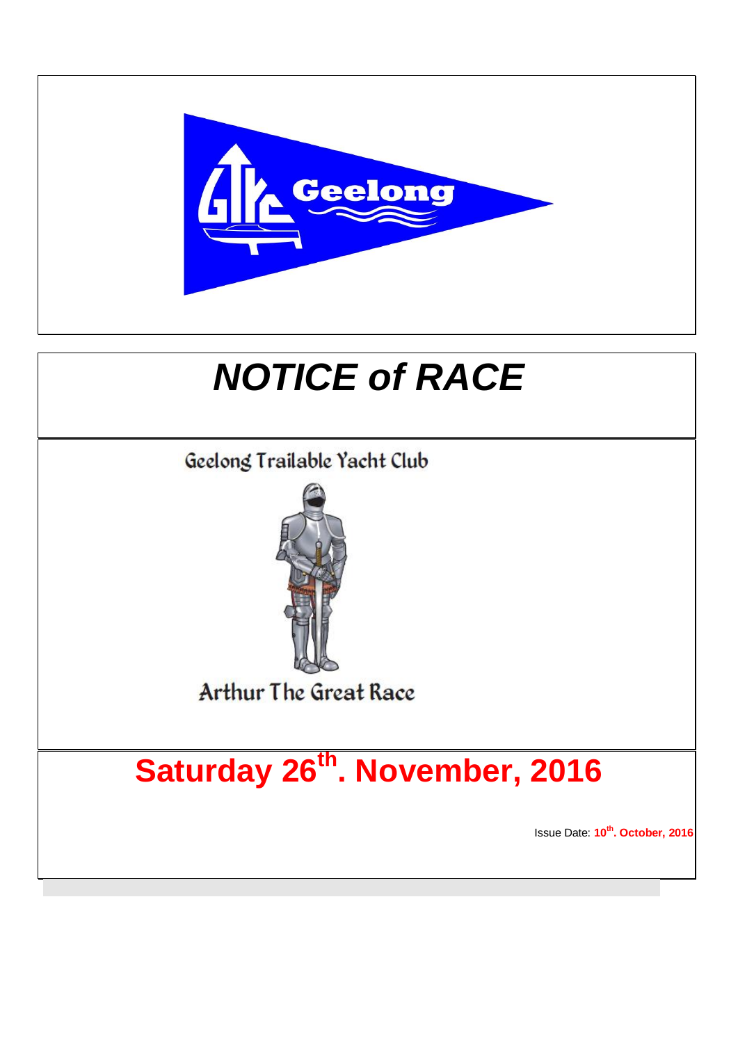Geelong

# *NOTICE of RACE*

Geelong Trailable Yacht Club

Arthur The Great Race

## Saturday 26th. November, 2016

Issue Date: **10th. October, 2016**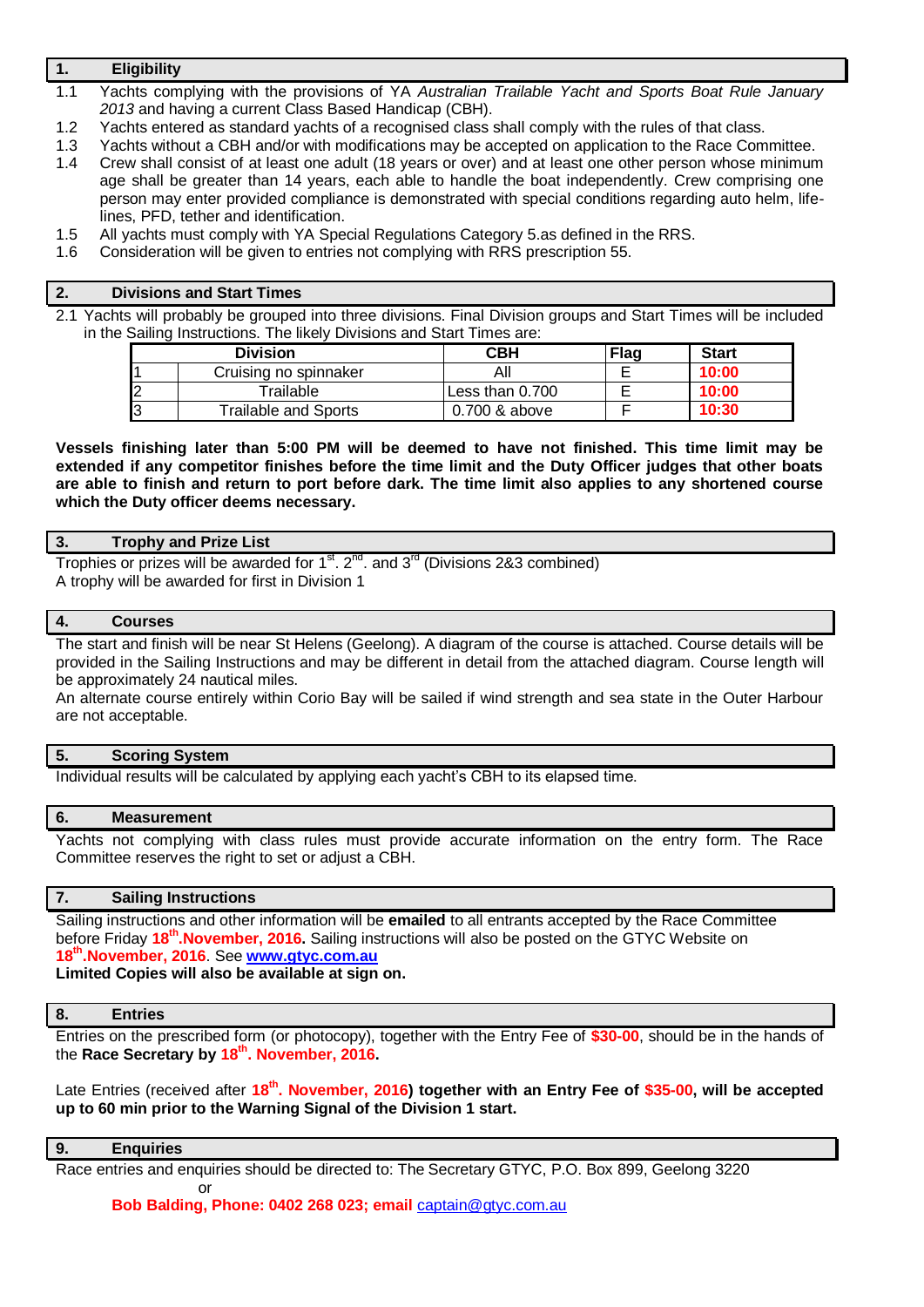## 1. Eligibility

1.1 Yachts complying with the provisions of YA *Australian Trailable Yacht and Sports Boat Rule January 2013* and having a current Class Based Handicap (CBH).

1.2 Yachts entered as standard yachts of a recognised class shall comply with the rules of that class.

1.3 Yachts without a CBH and/or with modifications may be accepted on application to the Race Committee.

1.4 Crew shall consist of at least one adult (18 years or over) and at least one other person whose minimum age shall be greater than 14 years, each able to handle the boat independently. Crew comprising one person may enter provided compliance is demonstrated with special conditions regarding auto helm, life-lines, PFD, tether and identification.

1.5 All yachts must comply with YA Special Regulations Category 5.as defined in the RRS.

1.6 Consideration will be given to entries not complying with RRS prescription 55.

## 2. Divisions and Start Times

2.1 Yachts will probably be grouped into three divisions. Final Division groups and Start Times will be included in the Sailing Instructions. The likely Divisions and Start Times are:

| Division | | CBH | Flag | Start |
|---|---|---|---|---|
| 1 | Cruising no spinnaker | All | E | **10:00** |
| 2 | Trailable | Less than 0.700 | E | **10:00** |
| 3 | Trailable and Sports | 0.700 & above | F | **10:30** |

**Vessels finishing later than 5:00 PM will be deemed to have not finished. This time limit may be extended if any competitor finishes before the time limit and the Duty Officer judges that other boats are able to finish and return to port before dark. The time limit also applies to any shortened course which the Duty officer deems necessary.**

## 3. Trophy and Prize List

Trophies or prizes will be awarded for 1st. 2nd. and 3rd (Divisions 2&3 combined)
A trophy will be awarded for first in Division 1

## 4. Courses

The start and finish will be near St Helens (Geelong). A diagram of the course is attached. Course details will be provided in the Sailing Instructions and may be different in detail from the attached diagram. Course length will be approximately 24 nautical miles.
An alternate course entirely within Corio Bay will be sailed if wind strength and sea state in the Outer Harbour are not acceptable.

## 5. Scoring System

Individual results will be calculated by applying each yacht's CBH to its elapsed time.

## 6. Measurement

Yachts not complying with class rules must provide accurate information on the entry form. The Race Committee reserves the right to set or adjust a CBH.

## 7. Sailing Instructions

Sailing instructions and other information will be **emailed** to all entrants accepted by the Race Committee before Friday **18th.November, 2016.** Sailing instructions will also be posted on the GTYC Website on **18th.November, 2016**. See **www.gtyc.com.au**
**Limited Copies will also be available at sign on.**

## 8. Entries

Entries on the prescribed form (or photocopy), together with the Entry Fee of **$30-00**, should be in the hands of the **Race Secretary by 18th. November, 2016.**

Late Entries (received after **18th. November, 2016**) **together with an Entry Fee of $35-00, will be accepted up to 60 min prior to the Warning Signal of the Division 1 start.**

## 9. Enquiries

Race entries and enquiries should be directed to: The Secretary GTYC, P.O. Box 899, Geelong 3220

or

**Bob Balding, Phone: 0402 268 023; email** captain@gtyc.com.au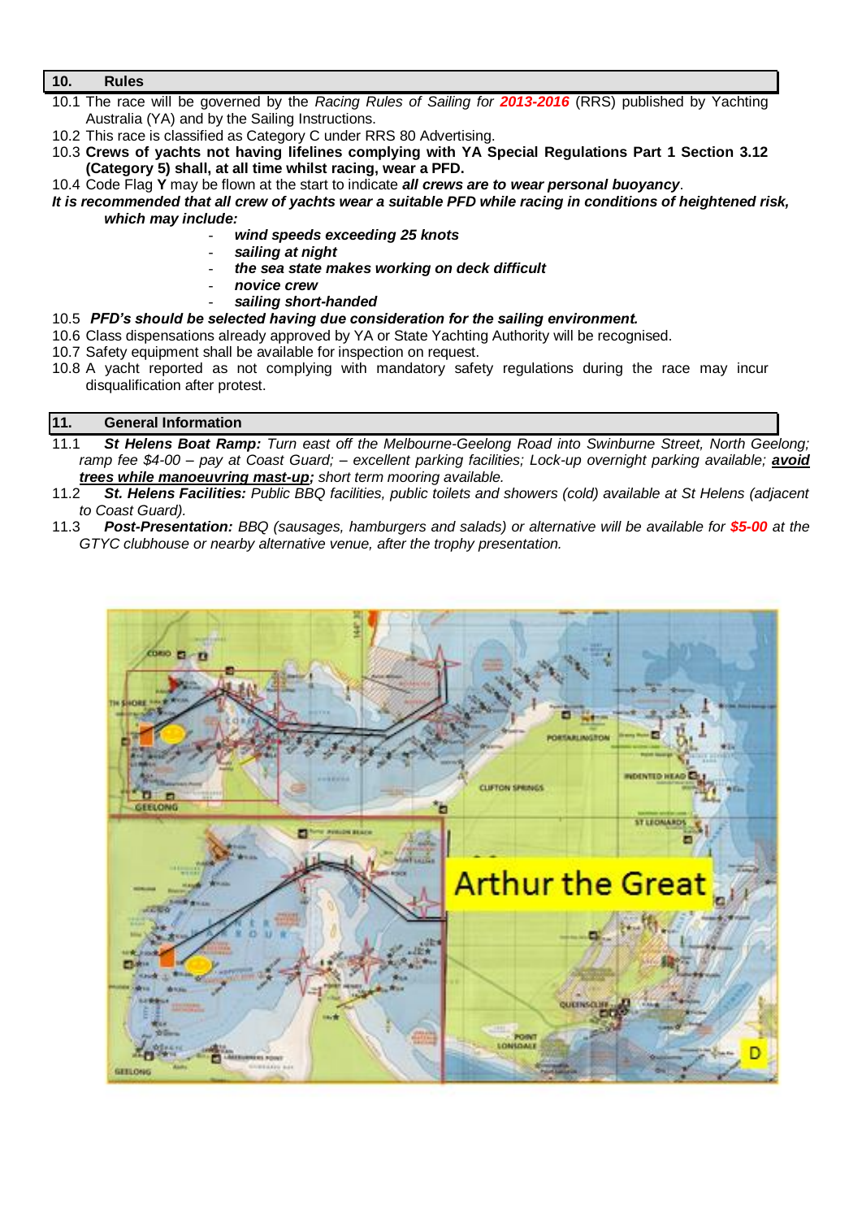## 10. Rules

10.1 The race will be governed by the *Racing Rules of Sailing for **2013-2016*** (RRS) published by Yachting Australia (YA) and by the Sailing Instructions.

10.2 This race is classified as Category C under RRS 80 Advertising.

10.3 **Crews of yachts not having lifelines complying with YA Special Regulations Part 1 Section 3.12 (Category 5) shall, at all time whilst racing, wear a PFD.**

10.4 Code Flag **Y** may be flown at the start to indicate ***all crews are to wear personal buoyancy***.

***It is recommended that all crew of yachts wear a suitable PFD while racing in conditions of heightened risk, which may include:***

- ***wind speeds exceeding 25 knots***
- ***sailing at night***
- ***the sea state makes working on deck difficult***
- ***novice crew***
- ***sailing short-handed***

10.5 ***PFD's should be selected having due consideration for the sailing environment.***

10.6 Class dispensations already approved by YA or State Yachting Authority will be recognised.

10.7 Safety equipment shall be available for inspection on request.

10.8 A yacht reported as not complying with mandatory safety regulations during the race may incur disqualification after protest.

## 11. General Information

11.1 ***St Helens Boat Ramp:*** *Turn east off the Melbourne-Geelong Road into Swinburne Street, North Geelong; ramp fee $4-00 – pay at Coast Guard; – excellent parking facilities; Lock-up overnight parking available;* ***avoid trees while manoeuvring mast-up;*** *short term mooring available.*

11.2 ***St. Helens Facilities:*** *Public BBQ facilities, public toilets and showers (cold) available at St Helens (adjacent to Coast Guard).*

11.3 ***Post-Presentation:*** *BBQ (sausages, hamburgers and salads) or alternative will be available for* ***$5-00*** *at the GTYC clubhouse or nearby alternative venue, after the trophy presentation.*

Arthur the Great

D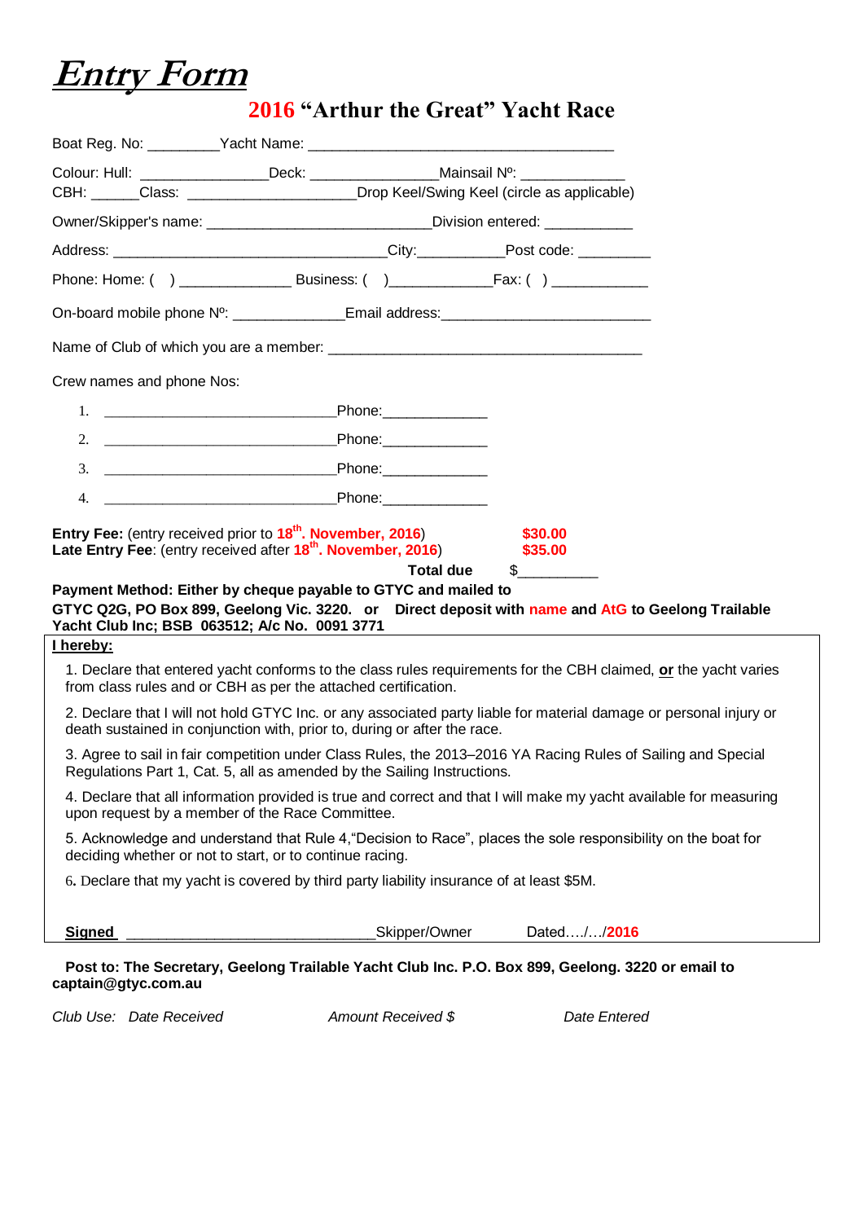# *Entry Form*

## 2016 "Arthur the Great" Yacht Race

Boat Reg. No: _________Yacht Name: ______________________________________

Colour: Hull: ________________Deck: ________________Mainsail Nº: _____________
CBH: ______Class: _____________________Drop Keel/Swing Keel (circle as applicable)

Owner/Skipper's name: ____________________________Division entered: ___________

Address: __________________________________City:__________Post code: _________

Phone: Home: ( ) ______________ Business: ( )_____________Fax: ( ) ____________

On-board mobile phone Nº: ______________Email address:__________________________

Name of Club of which you are a member: _______________________________________

Crew names and phone Nos:

1. _____________________________Phone:_____________
2. _____________________________Phone:_____________
3. _____________________________Phone:_____________
4. _____________________________Phone:_____________

**Entry Fee:** (entry received prior to **18th. November, 2016**) **$30.00**
**Late Entry Fee**: (entry received after **18th. November, 2016**) **$35.00**
**Total due** $_________

**Payment Method: Either by cheque payable to GTYC and mailed to GTYC Q2G, PO Box 899, Geelong Vic. 3220. or Direct deposit with name and AtG to Geelong Trailable Yacht Club Inc; BSB 063512; A/c No. 0091 3771**

**I hereby:**

1. Declare that entered yacht conforms to the class rules requirements for the CBH claimed, **or** the yacht varies from class rules and or CBH as per the attached certification.
2. Declare that I will not hold GTYC Inc. or any associated party liable for material damage or personal injury or death sustained in conjunction with, prior to, during or after the race.
3. Agree to sail in fair competition under Class Rules, the 2013–2016 YA Racing Rules of Sailing and Special Regulations Part 1, Cat. 5, all as amended by the Sailing Instructions.
4. Declare that all information provided is true and correct and that I will make my yacht available for measuring upon request by a member of the Race Committee.
5. Acknowledge and understand that Rule 4,"Decision to Race", places the sole responsibility on the boat for deciding whether or not to start, or to continue racing.
6. Declare that my yacht is covered by third party liability insurance of at least $5M.

**Signed** ______________________________Skipper/Owner Dated…./…/**2016**

**Post to: The Secretary, Geelong Trailable Yacht Club Inc. P.O. Box 899, Geelong. 3220 or email to captain@gtyc.com.au**

*Club Use: Date Received Amount Received $ Date Entered*